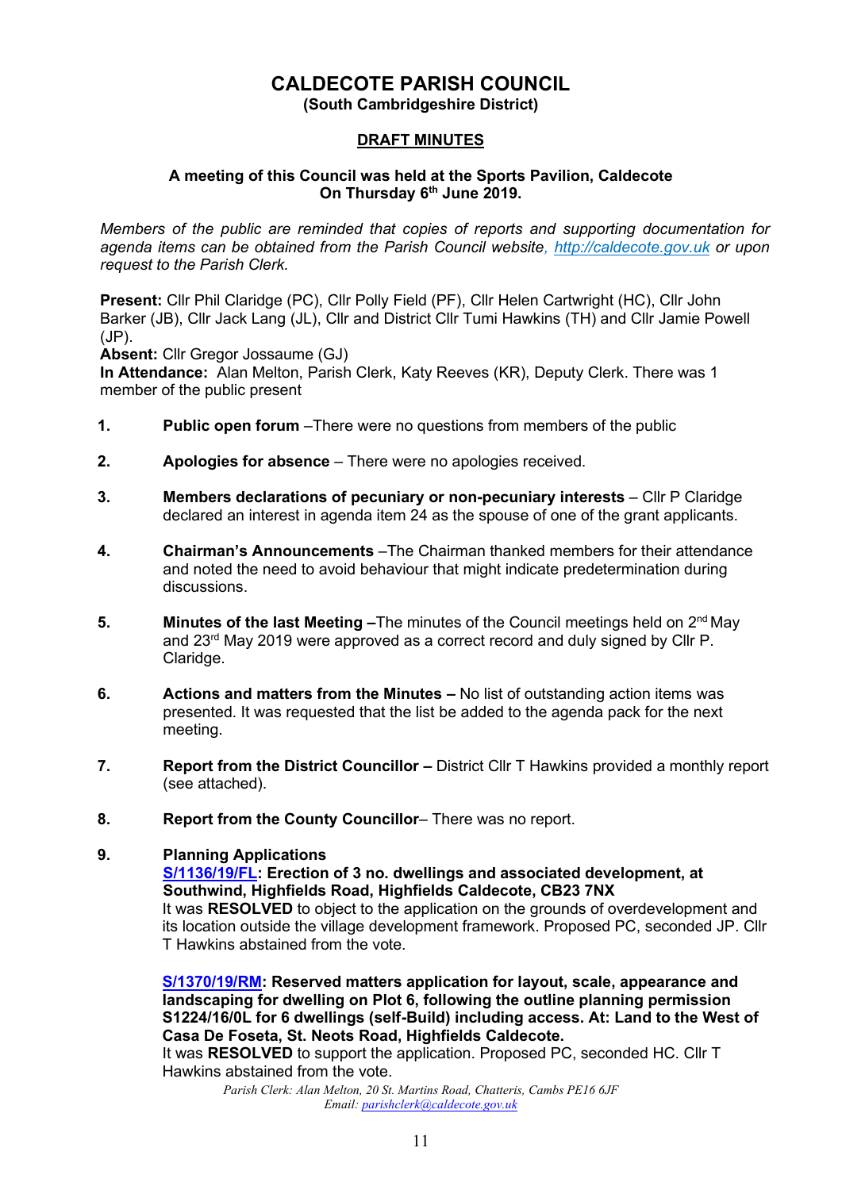# CALDECOTE PARISH COUNCIL

**(South Cambridgeshire District)**

**DRAFT MINUTES**

**A meeting of this Council was held at the Sports Pavilion, Caldecote On Thursday 6th June 2019.**

*Members of the public are reminded that copies of reports and supporting documentation for agenda items can be obtained from the Parish Council website, http://caldecote.gov.uk or upon request to the Parish Clerk.*

**Present:** Cllr Phil Claridge (PC), Cllr Polly Field (PF), Cllr Helen Cartwright (HC), Cllr John Barker (JB), Cllr Jack Lang (JL), Cllr and District Cllr Tumi Hawkins (TH) and Cllr Jamie Powell (JP).
**Absent:** Cllr Gregor Jossaume (GJ)
**In Attendance:** Alan Melton, Parish Clerk, Katy Reeves (KR), Deputy Clerk. There was 1 member of the public present

1. **Public open forum** –There were no questions from members of the public

2. **Apologies for absence** – There were no apologies received.

3. **Members declarations of pecuniary or non-pecuniary interests** – Cllr P Claridge declared an interest in agenda item 24 as the spouse of one of the grant applicants.

4. **Chairman's Announcements** –The Chairman thanked members for their attendance and noted the need to avoid behaviour that might indicate predetermination during discussions.

5. **Minutes of the last Meeting** –The minutes of the Council meetings held on 2nd May and 23rd May 2019 were approved as a correct record and duly signed by Cllr P. Claridge.

6. **Actions and matters from the Minutes** – No list of outstanding action items was presented. It was requested that the list be added to the agenda pack for the next meeting.

7. **Report from the District Councillor** – District Cllr T Hawkins provided a monthly report (see attached).

8. **Report from the County Councillor**– There was no report.

9. **Planning Applications**

   **S/1136/19/FL: Erection of 3 no. dwellings and associated development, at Southwind, Highfields Road, Highfields Caldecote, CB23 7NX**
   It was **RESOLVED** to object to the application on the grounds of overdevelopment and its location outside the village development framework. Proposed PC, seconded JP. Cllr T Hawkins abstained from the vote.

   **S/1370/19/RM: Reserved matters application for layout, scale, appearance and landscaping for dwelling on Plot 6, following the outline planning permission S1224/16/0L for 6 dwellings (self-Build) including access. At: Land to the West of Casa De Foseta, St. Neots Road, Highfields Caldecote.**
   It was **RESOLVED** to support the application. Proposed PC, seconded HC. Cllr T Hawkins abstained from the vote.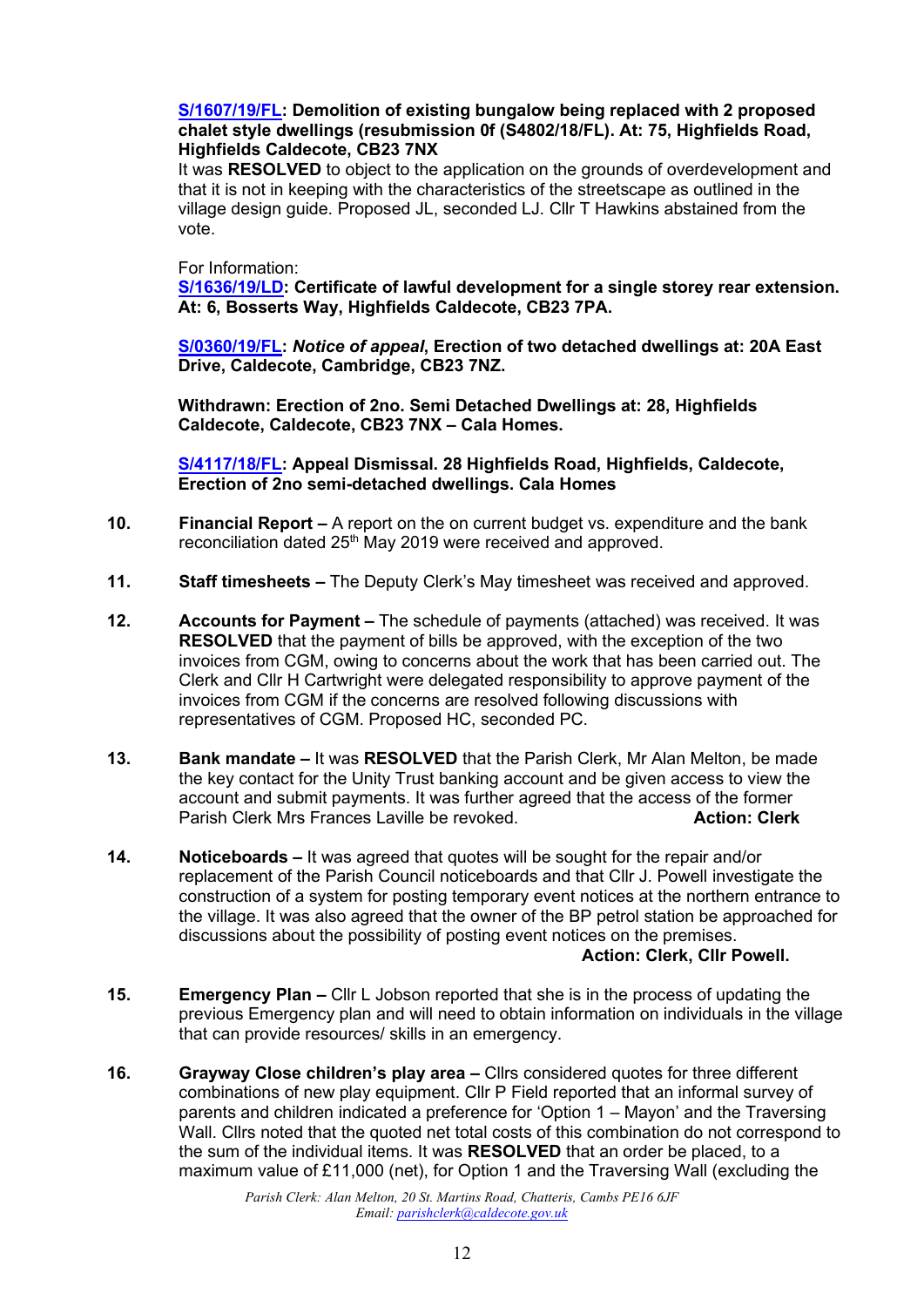**S/1607/19/FL: Demolition of existing bungalow being replaced with 2 proposed chalet style dwellings (resubmission 0f (S4802/18/FL). At: 75, Highfields Road, Highfields Caldecote, CB23 7NX**

It was **RESOLVED** to object to the application on the grounds of overdevelopment and that it is not in keeping with the characteristics of the streetscape as outlined in the village design guide. Proposed JL, seconded LJ. Cllr T Hawkins abstained from the vote.

For Information:

**S/1636/19/LD: Certificate of lawful development for a single storey rear extension. At: 6, Bosserts Way, Highfields Caldecote, CB23 7PA.**

**S/0360/19/FL: *Notice of appeal*, Erection of two detached dwellings at: 20A East Drive, Caldecote, Cambridge, CB23 7NZ.**

**Withdrawn: Erection of 2no. Semi Detached Dwellings at: 28, Highfields Caldecote, Caldecote, CB23 7NX – Cala Homes.**

**S/4117/18/FL: Appeal Dismissal. 28 Highfields Road, Highfields, Caldecote, Erection of 2no semi-detached dwellings. Cala Homes**

10. **Financial Report –** A report on the on current budget vs. expenditure and the bank reconciliation dated 25th May 2019 were received and approved.

11. **Staff timesheets –** The Deputy Clerk's May timesheet was received and approved.

12. **Accounts for Payment –** The schedule of payments (attached) was received. It was **RESOLVED** that the payment of bills be approved, with the exception of the two invoices from CGM, owing to concerns about the work that has been carried out. The Clerk and Cllr H Cartwright were delegated responsibility to approve payment of the invoices from CGM if the concerns are resolved following discussions with representatives of CGM. Proposed HC, seconded PC.

13. **Bank mandate –** It was **RESOLVED** that the Parish Clerk, Mr Alan Melton, be made the key contact for the Unity Trust banking account and be given access to view the account and submit payments. It was further agreed that the access of the former Parish Clerk Mrs Frances Laville be revoked. **Action: Clerk**

14. **Noticeboards –** It was agreed that quotes will be sought for the repair and/or replacement of the Parish Council noticeboards and that Cllr J. Powell investigate the construction of a system for posting temporary event notices at the northern entrance to the village. It was also agreed that the owner of the BP petrol station be approached for discussions about the possibility of posting event notices on the premises.
    **Action: Clerk, Cllr Powell.**

15. **Emergency Plan –** Cllr L Jobson reported that she is in the process of updating the previous Emergency plan and will need to obtain information on individuals in the village that can provide resources/ skills in an emergency.

16. **Grayway Close children's play area –** Cllrs considered quotes for three different combinations of new play equipment. Cllr P Field reported that an informal survey of parents and children indicated a preference for 'Option 1 – Mayon' and the Traversing Wall. Cllrs noted that the quoted net total costs of this combination do not correspond to the sum of the individual items. It was **RESOLVED** that an order be placed, to a maximum value of £11,000 (net), for Option 1 and the Traversing Wall (excluding the

*Parish Clerk: Alan Melton, 20 St. Martins Road, Chatteris, Cambs PE16 6JF*
*Email: parishclerk@caldecote.gov.uk*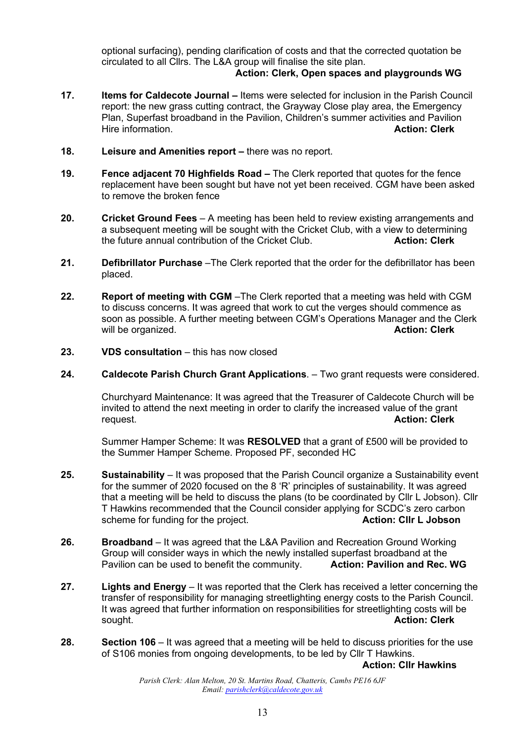optional surfacing), pending clarification of costs and that the corrected quotation be circulated to all Cllrs. The L&A group will finalise the site plan.

**Action: Clerk, Open spaces and playgrounds WG**

**17.** **Items for Caldecote Journal –** Items were selected for inclusion in the Parish Council report: the new grass cutting contract, the Grayway Close play area, the Emergency Plan, Superfast broadband in the Pavilion, Children's summer activities and Pavilion Hire information. **Action: Clerk**

**18.** **Leisure and Amenities report –** there was no report.

**19.** **Fence adjacent 70 Highfields Road –** The Clerk reported that quotes for the fence replacement have been sought but have not yet been received. CGM have been asked to remove the broken fence

**20.** **Cricket Ground Fees** – A meeting has been held to review existing arrangements and a subsequent meeting will be sought with the Cricket Club, with a view to determining the future annual contribution of the Cricket Club. **Action: Clerk**

**21.** **Defibrillator Purchase** –The Clerk reported that the order for the defibrillator has been placed.

**22.** **Report of meeting with CGM** –The Clerk reported that a meeting was held with CGM to discuss concerns. It was agreed that work to cut the verges should commence as soon as possible. A further meeting between CGM's Operations Manager and the Clerk will be organized. **Action: Clerk**

**23.** **VDS consultation** – this has now closed

**24.** **Caldecote Parish Church Grant Applications**. – Two grant requests were considered.

Churchyard Maintenance: It was agreed that the Treasurer of Caldecote Church will be invited to attend the next meeting in order to clarify the increased value of the grant request. **Action: Clerk**

Summer Hamper Scheme: It was **RESOLVED** that a grant of £500 will be provided to the Summer Hamper Scheme. Proposed PF, seconded HC

**25.** **Sustainability** – It was proposed that the Parish Council organize a Sustainability event for the summer of 2020 focused on the 8 'R' principles of sustainability. It was agreed that a meeting will be held to discuss the plans (to be coordinated by Cllr L Jobson). Cllr T Hawkins recommended that the Council consider applying for SCDC's zero carbon scheme for funding for the project. **Action: Cllr L Jobson**

**26.** **Broadband** – It was agreed that the L&A Pavilion and Recreation Ground Working Group will consider ways in which the newly installed superfast broadband at the Pavilion can be used to benefit the community. **Action: Pavilion and Rec. WG**

**27.** **Lights and Energy** – It was reported that the Clerk has received a letter concerning the transfer of responsibility for managing streetlighting energy costs to the Parish Council. It was agreed that further information on responsibilities for streetlighting costs will be sought. **Action: Clerk**

**28.** **Section 106** – It was agreed that a meeting will be held to discuss priorities for the use of S106 monies from ongoing developments, to be led by Cllr T Hawkins.

**Action: Cllr Hawkins**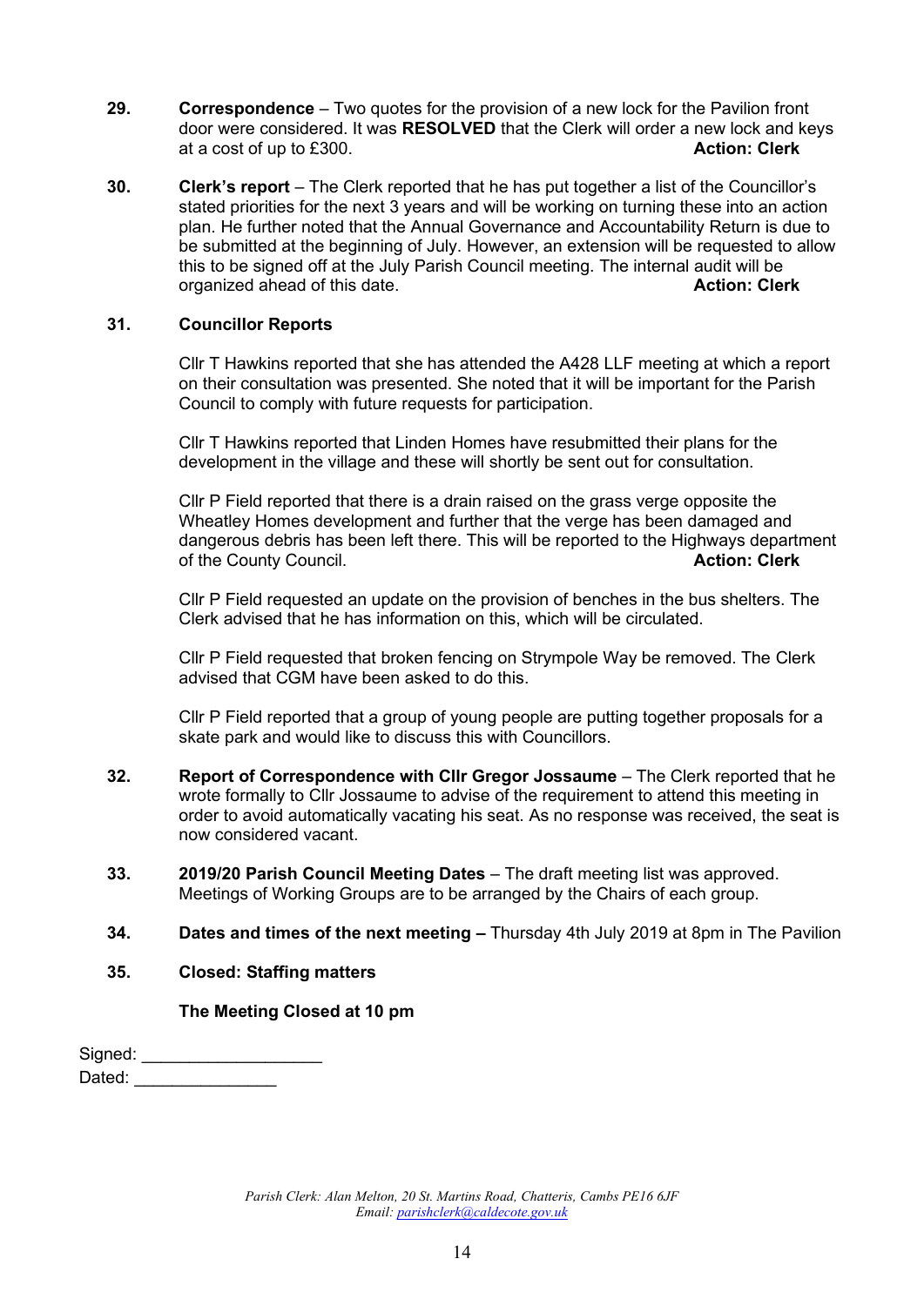**29.** **Correspondence** – Two quotes for the provision of a new lock for the Pavilion front door were considered. It was **RESOLVED** that the Clerk will order a new lock and keys at a cost of up to £300. **Action: Clerk**

**30.** **Clerk's report** – The Clerk reported that he has put together a list of the Councillor's stated priorities for the next 3 years and will be working on turning these into an action plan. He further noted that the Annual Governance and Accountability Return is due to be submitted at the beginning of July. However, an extension will be requested to allow this to be signed off at the July Parish Council meeting. The internal audit will be organized ahead of this date. **Action: Clerk**

**31.** **Councillor Reports**

Cllr T Hawkins reported that she has attended the A428 LLF meeting at which a report on their consultation was presented. She noted that it will be important for the Parish Council to comply with future requests for participation.

Cllr T Hawkins reported that Linden Homes have resubmitted their plans for the development in the village and these will shortly be sent out for consultation.

Cllr P Field reported that there is a drain raised on the grass verge opposite the Wheatley Homes development and further that the verge has been damaged and dangerous debris has been left there. This will be reported to the Highways department of the County Council. **Action: Clerk**

Cllr P Field requested an update on the provision of benches in the bus shelters. The Clerk advised that he has information on this, which will be circulated.

Cllr P Field requested that broken fencing on Strympole Way be removed. The Clerk advised that CGM have been asked to do this.

Cllr P Field reported that a group of young people are putting together proposals for a skate park and would like to discuss this with Councillors.

**32.** **Report of Correspondence with Cllr Gregor Jossaume** – The Clerk reported that he wrote formally to Cllr Jossaume to advise of the requirement to attend this meeting in order to avoid automatically vacating his seat. As no response was received, the seat is now considered vacant.

**33.** **2019/20 Parish Council Meeting Dates** – The draft meeting list was approved. Meetings of Working Groups are to be arranged by the Chairs of each group.

**34.** **Dates and times of the next meeting –** Thursday 4th July 2019 at 8pm in The Pavilion

**35.** **Closed: Staffing matters**

**The Meeting Closed at 10 pm**

Signed: ___________________

Dated: _______________

*Parish Clerk: Alan Melton, 20 St. Martins Road, Chatteris, Cambs PE16 6JF*
*Email: parishclerk@caldecote.gov.uk*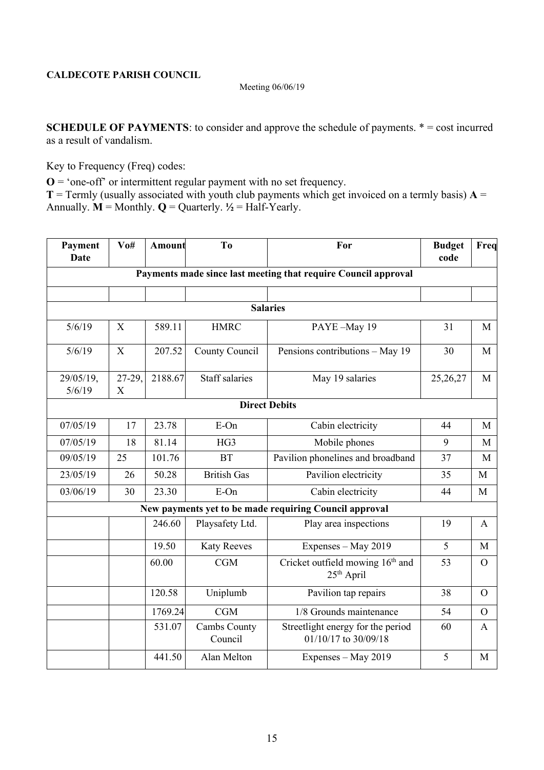**CALDECOTE PARISH COUNCIL**

Meeting 06/06/19

**SCHEDULE OF PAYMENTS**: to consider and approve the schedule of payments. * = cost incurred as a result of vandalism.

Key to Frequency (Freq) codes:

**O** = 'one-off' or intermittent regular payment with no set frequency.
**T** = Termly (usually associated with youth club payments which get invoiced on a termly basis) **A** = Annually. **M** = Monthly. **Q** = Quarterly. **½** = Half-Yearly.

| Payment Date | Vo# | Amount | To | For | Budget code | Freq |
|---|---|---|---|---|---|---|
| **Payments made since last meeting that require Council approval** | | | | | | |
| | | | | | | |
| **Salaries** | | | | | | |
| 5/6/19 | X | 589.11 | HMRC | PAYE –May 19 | 31 | M |
| 5/6/19 | X | 207.52 | County Council | Pensions contributions – May 19 | 30 | M |
| 29/05/19, 5/6/19 | 27-29, X | 2188.67 | Staff salaries | May 19 salaries | 25,26,27 | M |
| **Direct Debits** | | | | | | |
| 07/05/19 | 17 | 23.78 | E-On | Cabin electricity | 44 | M |
| 07/05/19 | 18 | 81.14 | HG3 | Mobile phones | 9 | M |
| 09/05/19 | 25 | 101.76 | BT | Pavilion phonelines and broadband | 37 | M |
| 23/05/19 | 26 | 50.28 | British Gas | Pavilion electricity | 35 | M |
| 03/06/19 | 30 | 23.30 | E-On | Cabin electricity | 44 | M |
| **New payments yet to be made requiring Council approval** | | | | | | |
| | | 246.60 | Playsafety Ltd. | Play area inspections | 19 | A |
| | | 19.50 | Katy Reeves | Expenses – May 2019 | 5 | M |
| | | 60.00 | CGM | Cricket outfield mowing 16th and 25th April | 53 | O |
| | | 120.58 | Uniplumb | Pavilion tap repairs | 38 | O |
| | | 1769.24 | CGM | 1/8 Grounds maintenance | 54 | O |
| | | 531.07 | Cambs County Council | Streetlight energy for the period 01/10/17 to 30/09/18 | 60 | A |
| | | 441.50 | Alan Melton | Expenses – May 2019 | 5 | M |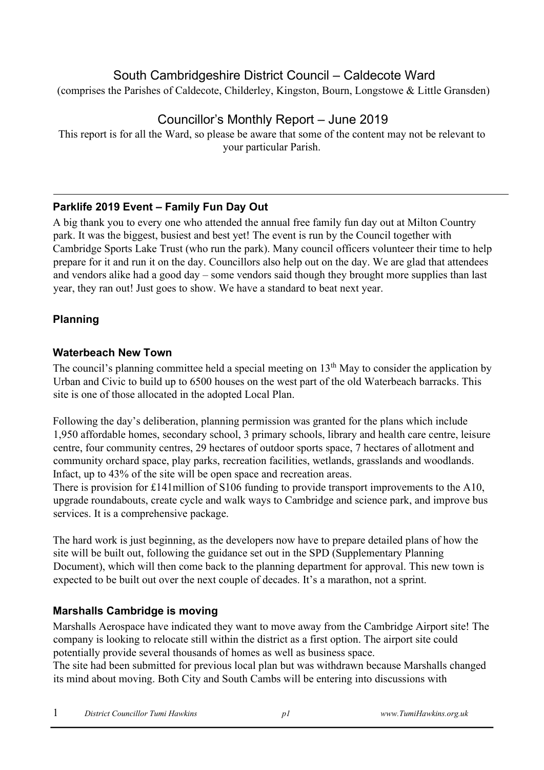# South Cambridgeshire District Council – Caldecote Ward

(comprises the Parishes of Caldecote, Childerley, Kingston, Bourn, Longstowe & Little Gransden)

## Councillor's Monthly Report – June 2019

This report is for all the Ward, so please be aware that some of the content may not be relevant to your particular Parish.

---

### Parklife 2019 Event – Family Fun Day Out

A big thank you to every one who attended the annual free family fun day out at Milton Country park. It was the biggest, busiest and best yet! The event is run by the Council together with Cambridge Sports Lake Trust (who run the park). Many council officers volunteer their time to help prepare for it and run it on the day. Councillors also help out on the day. We are glad that attendees and vendors alike had a good day – some vendors said though they brought more supplies than last year, they ran out! Just goes to show. We have a standard to beat next year.

### Planning

### Waterbeach New Town

The council's planning committee held a special meeting on 13th May to consider the application by Urban and Civic to build up to 6500 houses on the west part of the old Waterbeach barracks. This site is one of those allocated in the adopted Local Plan.

Following the day's deliberation, planning permission was granted for the plans which include 1,950 affordable homes, secondary school, 3 primary schools, library and health care centre, leisure centre, four community centres, 29 hectares of outdoor sports space, 7 hectares of allotment and community orchard space, play parks, recreation facilities, wetlands, grasslands and woodlands. Infact, up to 43% of the site will be open space and recreation areas.
There is provision for £141million of S106 funding to provide transport improvements to the A10, upgrade roundabouts, create cycle and walk ways to Cambridge and science park, and improve bus services. It is a comprehensive package.

The hard work is just beginning, as the developers now have to prepare detailed plans of how the site will be built out, following the guidance set out in the SPD (Supplementary Planning Document), which will then come back to the planning department for approval. This new town is expected to be built out over the next couple of decades. It's a marathon, not a sprint.

### Marshalls Cambridge is moving

Marshalls Aerospace have indicated they want to move away from the Cambridge Airport site! The company is looking to relocate still within the district as a first option. The airport site could potentially provide several thousands of homes as well as business space.
The site had been submitted for previous local plan but was withdrawn because Marshalls changed its mind about moving. Both City and South Cambs will be entering into discussions with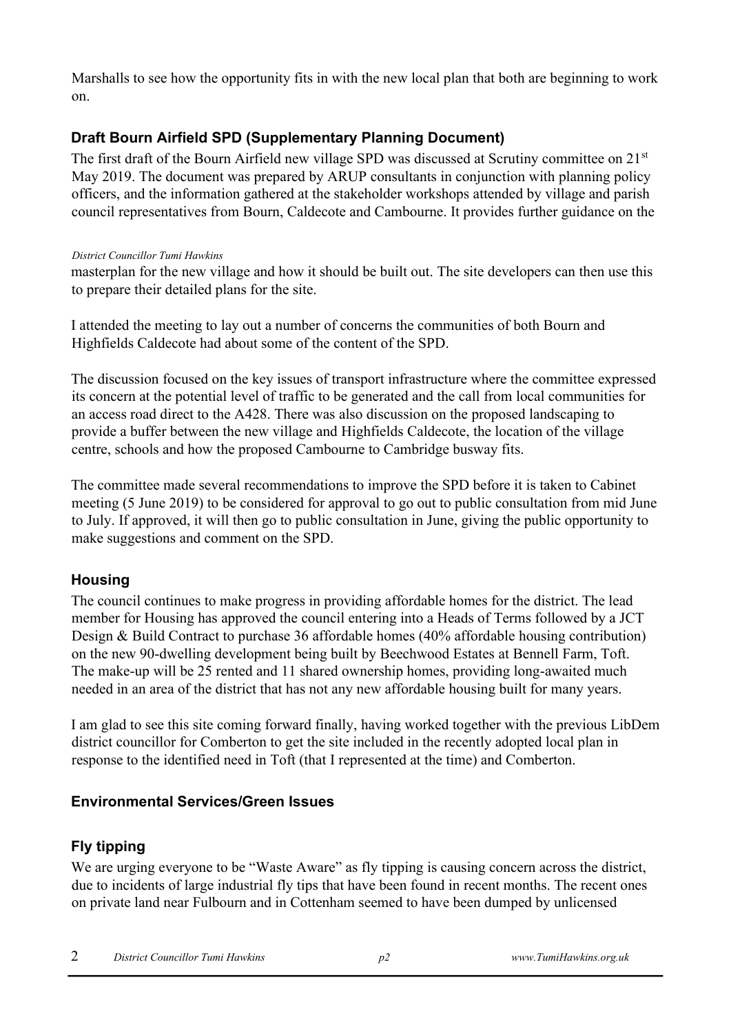Marshalls to see how the opportunity fits in with the new local plan that both are beginning to work on.

### Draft Bourn Airfield SPD (Supplementary Planning Document)

The first draft of the Bourn Airfield new village SPD was discussed at Scrutiny committee on 21st May 2019. The document was prepared by ARUP consultants in conjunction with planning policy officers, and the information gathered at the stakeholder workshops attended by village and parish council representatives from Bourn, Caldecote and Cambourne. It provides further guidance on the masterplan for the new village and how it should be built out. The site developers can then use this to prepare their detailed plans for the site.

I attended the meeting to lay out a number of concerns the communities of both Bourn and Highfields Caldecote had about some of the content of the SPD.

The discussion focused on the key issues of transport infrastructure where the committee expressed its concern at the potential level of traffic to be generated and the call from local communities for an access road direct to the A428. There was also discussion on the proposed landscaping to provide a buffer between the new village and Highfields Caldecote, the location of the village centre, schools and how the proposed Cambourne to Cambridge busway fits.

The committee made several recommendations to improve the SPD before it is taken to Cabinet meeting (5 June 2019) to be considered for approval to go out to public consultation from mid June to July. If approved, it will then go to public consultation in June, giving the public opportunity to make suggestions and comment on the SPD.

### Housing

The council continues to make progress in providing affordable homes for the district. The lead member for Housing has approved the council entering into a Heads of Terms followed by a JCT Design & Build Contract to purchase 36 affordable homes (40% affordable housing contribution) on the new 90-dwelling development being built by Beechwood Estates at Bennell Farm, Toft. The make-up will be 25 rented and 11 shared ownership homes, providing long-awaited much needed in an area of the district that has not any new affordable housing built for many years.

I am glad to see this site coming forward finally, having worked together with the previous LibDem district councillor for Comberton to get the site included in the recently adopted local plan in response to the identified need in Toft (that I represented at the time) and Comberton.

### Environmental Services/Green Issues

### Fly tipping

We are urging everyone to be "Waste Aware" as fly tipping is causing concern across the district, due to incidents of large industrial fly tips that have been found in recent months. The recent ones on private land near Fulbourn and in Cottenham seemed to have been dumped by unlicensed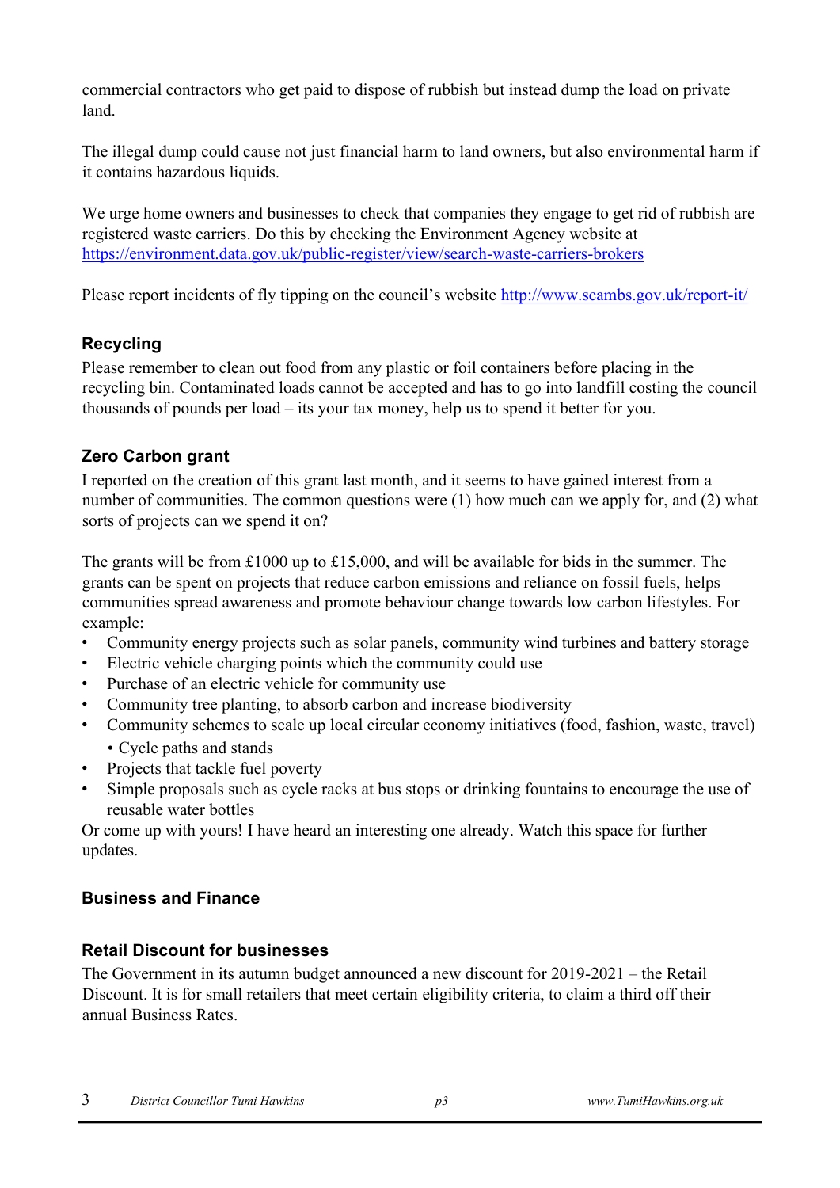commercial contractors who get paid to dispose of rubbish but instead dump the load on private land.

The illegal dump could cause not just financial harm to land owners, but also environmental harm if it contains hazardous liquids.

We urge home owners and businesses to check that companies they engage to get rid of rubbish are registered waste carriers. Do this by checking the Environment Agency website at [https://environment.data.gov.uk/public-register/view/search-waste-carriers-brokers](https://environment.data.gov.uk/public-register/view/search-waste-carriers-brokers)

Please report incidents of fly tipping on the council's website [http://www.scambs.gov.uk/report-it/](http://www.scambs.gov.uk/report-it/)

### Recycling

Please remember to clean out food from any plastic or foil containers before placing in the recycling bin. Contaminated loads cannot be accepted and has to go into landfill costing the council thousands of pounds per load – its your tax money, help us to spend it better for you.

### Zero Carbon grant

I reported on the creation of this grant last month, and it seems to have gained interest from a number of communities. The common questions were (1) how much can we apply for, and (2) what sorts of projects can we spend it on?

The grants will be from £1000 up to £15,000, and will be available for bids in the summer. The grants can be spent on projects that reduce carbon emissions and reliance on fossil fuels, helps communities spread awareness and promote behaviour change towards low carbon lifestyles. For example:

- Community energy projects such as solar panels, community wind turbines and battery storage
- Electric vehicle charging points which the community could use
- Purchase of an electric vehicle for community use
- Community tree planting, to absorb carbon and increase biodiversity
- Community schemes to scale up local circular economy initiatives (food, fashion, waste, travel)
  - Cycle paths and stands
- Projects that tackle fuel poverty
- Simple proposals such as cycle racks at bus stops or drinking fountains to encourage the use of reusable water bottles

Or come up with yours! I have heard an interesting one already. Watch this space for further updates.

### Business and Finance

### Retail Discount for businesses

The Government in its autumn budget announced a new discount for 2019-2021 – the Retail Discount. It is for small retailers that meet certain eligibility criteria, to claim a third off their annual Business Rates.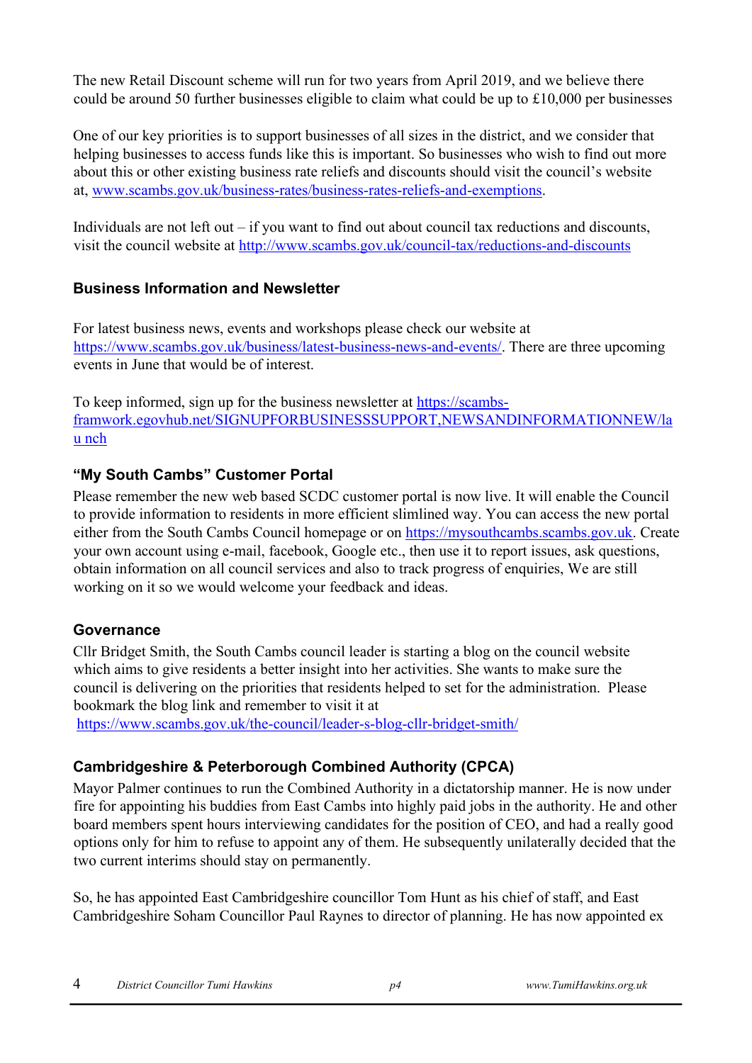The new Retail Discount scheme will run for two years from April 2019, and we believe there could be around 50 further businesses eligible to claim what could be up to £10,000 per businesses

One of our key priorities is to support businesses of all sizes in the district, and we consider that helping businesses to access funds like this is important. So businesses who wish to find out more about this or other existing business rate reliefs and discounts should visit the council's website at, [www.scambs.gov.uk/business-rates/business-rates-reliefs-and-exemptions](www.scambs.gov.uk/business-rates/business-rates-reliefs-and-exemptions).

Individuals are not left out – if you want to find out about council tax reductions and discounts, visit the council website at [http://www.scambs.gov.uk/council-tax/reductions-and-discounts](http://www.scambs.gov.uk/council-tax/reductions-and-discounts)

### Business Information and Newsletter

For latest business news, events and workshops please check our website at [https://www.scambs.gov.uk/business/latest-business-news-and-events/](https://www.scambs.gov.uk/business/latest-business-news-and-events/). There are three upcoming events in June that would be of interest.

To keep informed, sign up for the business newsletter at [https://scambs-framwork.egovhub.net/SIGNUPFORBUSINESSSUPPORT,NEWSANDINFORMATIONNEW/lau nch](https://scambs-framwork.egovhub.net/SIGNUPFORBUSINESSSUPPORT,NEWSANDINFORMATIONNEW/launch)

### "My South Cambs" Customer Portal

Please remember the new web based SCDC customer portal is now live. It will enable the Council to provide information to residents in more efficient slimlined way. You can access the new portal either from the South Cambs Council homepage or on [https://mysouthcambs.scambs.gov.uk](https://mysouthcambs.scambs.gov.uk). Create your own account using e-mail, facebook, Google etc., then use it to report issues, ask questions, obtain information on all council services and also to track progress of enquiries, We are still working on it so we would welcome your feedback and ideas.

### Governance

Cllr Bridget Smith, the South Cambs council leader is starting a blog on the council website which aims to give residents a better insight into her activities. She wants to make sure the council is delivering on the priorities that residents helped to set for the administration. Please bookmark the blog link and remember to visit it at [https://www.scambs.gov.uk/the-council/leader-s-blog-cllr-bridget-smith/](https://www.scambs.gov.uk/the-council/leader-s-blog-cllr-bridget-smith/)

### Cambridgeshire & Peterborough Combined Authority (CPCA)

Mayor Palmer continues to run the Combined Authority in a dictatorship manner. He is now under fire for appointing his buddies from East Cambs into highly paid jobs in the authority. He and other board members spent hours interviewing candidates for the position of CEO, and had a really good options only for him to refuse to appoint any of them. He subsequently unilaterally decided that the two current interims should stay on permanently.

So, he has appointed East Cambridgeshire councillor Tom Hunt as his chief of staff, and East Cambridgeshire Soham Councillor Paul Raynes to director of planning. He has now appointed ex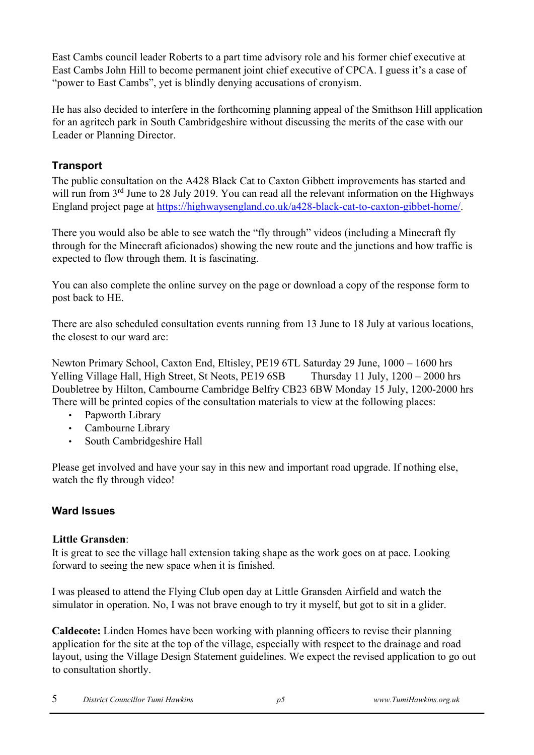East Cambs council leader Roberts to a part time advisory role and his former chief executive at East Cambs John Hill to become permanent joint chief executive of CPCA. I guess it's a case of "power to East Cambs", yet is blindly denying accusations of cronyism.

He has also decided to interfere in the forthcoming planning appeal of the Smithson Hill application for an agritech park in South Cambridgeshire without discussing the merits of the case with our Leader or Planning Director.

## Transport

The public consultation on the A428 Black Cat to Caxton Gibbett improvements has started and will run from 3rd June to 28 July 2019. You can read all the relevant information on the Highways England project page at https://highwaysengland.co.uk/a428-black-cat-to-caxton-gibbet-home/.

There you would also be able to see watch the "fly through" videos (including a Minecraft fly through for the Minecraft aficionados) showing the new route and the junctions and how traffic is expected to flow through them. It is fascinating.

You can also complete the online survey on the page or download a copy of the response form to post back to HE.

There are also scheduled consultation events running from 13 June to 18 July at various locations, the closest to our ward are:

Newton Primary School, Caxton End, Eltisley, PE19 6TL Saturday 29 June, 1000 – 1600 hrs
Yelling Village Hall, High Street, St Neots, PE19 6SB Thursday 11 July, 1200 – 2000 hrs
Doubletree by Hilton, Cambourne Cambridge Belfry CB23 6BW Monday 15 July, 1200-2000 hrs
There will be printed copies of the consultation materials to view at the following places:

- Papworth Library
- Cambourne Library
- South Cambridgeshire Hall

Please get involved and have your say in this new and important road upgrade. If nothing else, watch the fly through video!

## Ward Issues

**Little Gransden**:
It is great to see the village hall extension taking shape as the work goes on at pace. Looking forward to seeing the new space when it is finished.

I was pleased to attend the Flying Club open day at Little Gransden Airfield and watch the simulator in operation. No, I was not brave enough to try it myself, but got to sit in a glider.

**Caldecote:** Linden Homes have been working with planning officers to revise their planning application for the site at the top of the village, especially with respect to the drainage and road layout, using the Village Design Statement guidelines. We expect the revised application to go out to consultation shortly.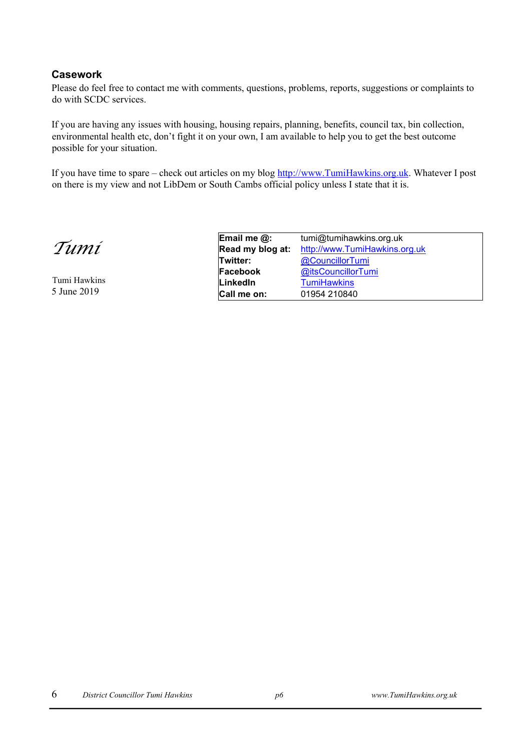### Casework

Please do feel free to contact me with comments, questions, problems, reports, suggestions or complaints to do with SCDC services.

If you are having any issues with housing, housing repairs, planning, benefits, council tax, bin collection, environmental health etc, don't fight it on your own, I am available to help you to get the best outcome possible for your situation.

If you have time to spare – check out articles on my blog http://www.TumiHawkins.org.uk. Whatever I post on there is my view and not LibDem or South Cambs official policy unless I state that it is.

*Tumi*

Tumi Hawkins
5 June 2019

| | |
|---|---|
| **Email me @:** | tumi@tumihawkins.org.uk |
| **Read my blog at:** | http://www.TumiHawkins.org.uk |
| **Twitter:** | @CouncillorTumi |
| **Facebook** | @itsCouncillorTumi |
| **LinkedIn** | TumiHawkins |
| **Call me on:** | 01954 210840 |